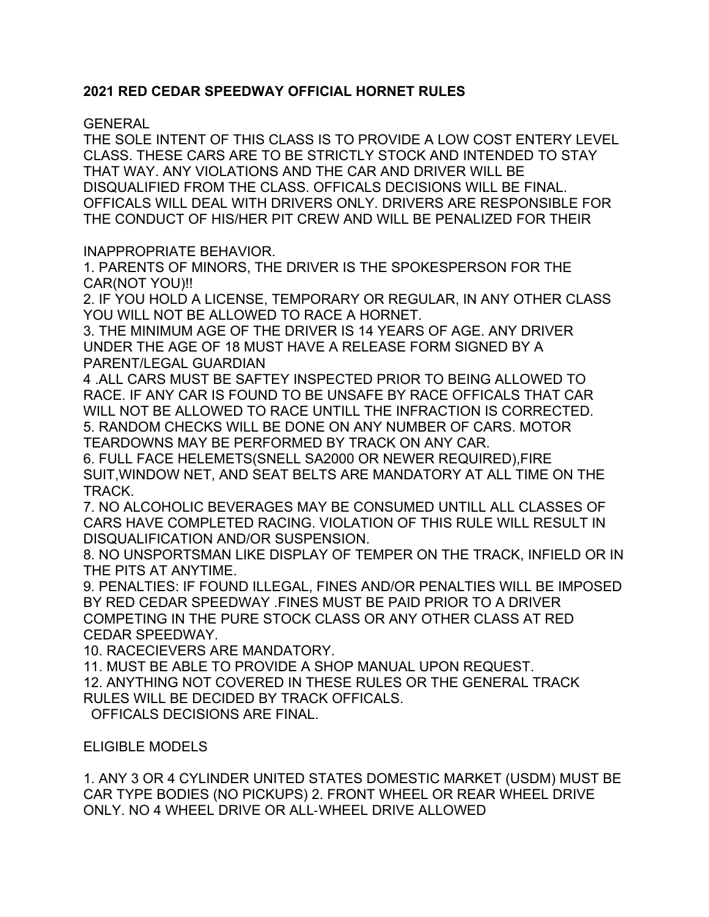**2021 RED CEDAR SPEEDWAY OFFICIAL HORNET RULES**

GENERAL

THE SOLE INTENT OF THIS CLASS IS TO PROVIDE A LOW COST ENTERY LEVEL CLASS. THESE CARS ARE TO BE STRICTLY STOCK AND INTENDED TO STAY THAT WAY. ANY VIOLATIONS AND THE CAR AND DRIVER WILL BE DISQUALIFIED FROM THE CLASS. OFFICALS DECISIONS WILL BE FINAL. OFFICALS WILL DEAL WITH DRIVERS ONLY. DRIVERS ARE RESPONSIBLE FOR THE CONDUCT OF HIS/HER PIT CREW AND WILL BE PENALIZED FOR THEIR

INAPPROPRIATE BEHAVIOR.

1. PARENTS OF MINORS, THE DRIVER IS THE SPOKESPERSON FOR THE CAR(NOT YOU)!!
2. IF YOU HOLD A LICENSE, TEMPORARY OR REGULAR, IN ANY OTHER CLASS YOU WILL NOT BE ALLOWED TO RACE A HORNET.
3. THE MINIMUM AGE OF THE DRIVER IS 14 YEARS OF AGE. ANY DRIVER UNDER THE AGE OF 18 MUST HAVE A RELEASE FORM SIGNED BY A PARENT/LEGAL GUARDIAN
4. ALL CARS MUST BE SAFTEY INSPECTED PRIOR TO BEING ALLOWED TO RACE. IF ANY CAR IS FOUND TO BE UNSAFE BY RACE OFFICALS THAT CAR WILL NOT BE ALLOWED TO RACE UNTILL THE INFRACTION IS CORRECTED.
5. RANDOM CHECKS WILL BE DONE ON ANY NUMBER OF CARS. MOTOR TEARDOWNS MAY BE PERFORMED BY TRACK ON ANY CAR.
6. FULL FACE HELEMETS(SNELL SA2000 OR NEWER REQUIRED),FIRE SUIT,WINDOW NET, AND SEAT BELTS ARE MANDATORY AT ALL TIME ON THE TRACK.
7. NO ALCOHOLIC BEVERAGES MAY BE CONSUMED UNTILL ALL CLASSES OF CARS HAVE COMPLETED RACING. VIOLATION OF THIS RULE WILL RESULT IN DISQUALIFICATION AND/OR SUSPENSION.
8. NO UNSPORTSMAN LIKE DISPLAY OF TEMPER ON THE TRACK, INFIELD OR IN THE PITS AT ANYTIME.
9. PENALTIES: IF FOUND ILLEGAL, FINES AND/OR PENALTIES WILL BE IMPOSED BY RED CEDAR SPEEDWAY .FINES MUST BE PAID PRIOR TO A DRIVER COMPETING IN THE PURE STOCK CLASS OR ANY OTHER CLASS AT RED CEDAR SPEEDWAY.
10. RACECIEVERS ARE MANDATORY.
11. MUST BE ABLE TO PROVIDE A SHOP MANUAL UPON REQUEST.
12. ANYTHING NOT COVERED IN THESE RULES OR THE GENERAL TRACK RULES WILL BE DECIDED BY TRACK OFFICALS.

OFFICALS DECISIONS ARE FINAL.

ELIGIBLE MODELS

1. ANY 3 OR 4 CYLINDER UNITED STATES DOMESTIC MARKET (USDM) MUST BE CAR TYPE BODIES (NO PICKUPS) 2. FRONT WHEEL OR REAR WHEEL DRIVE ONLY. NO 4 WHEEL DRIVE OR ALL-WHEEL DRIVE ALLOWED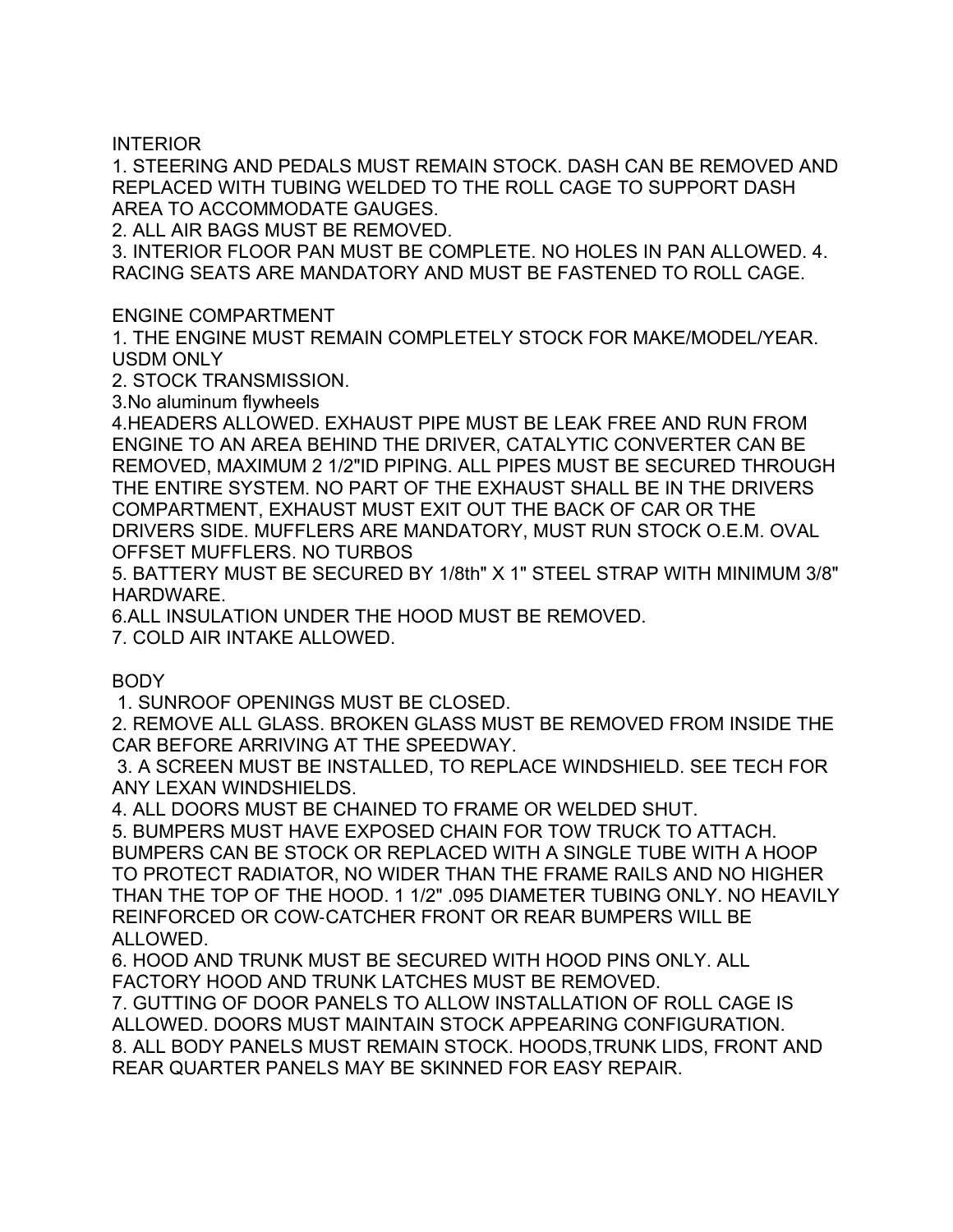## INTERIOR

1. STEERING AND PEDALS MUST REMAIN STOCK. DASH CAN BE REMOVED AND REPLACED WITH TUBING WELDED TO THE ROLL CAGE TO SUPPORT DASH AREA TO ACCOMMODATE GAUGES.
2. ALL AIR BAGS MUST BE REMOVED.
3. INTERIOR FLOOR PAN MUST BE COMPLETE. NO HOLES IN PAN ALLOWED. 4. RACING SEATS ARE MANDATORY AND MUST BE FASTENED TO ROLL CAGE.

## ENGINE COMPARTMENT

1. THE ENGINE MUST REMAIN COMPLETELY STOCK FOR MAKE/MODEL/YEAR. USDM ONLY
2. STOCK TRANSMISSION.
3. No aluminum flywheels
4. HEADERS ALLOWED. EXHAUST PIPE MUST BE LEAK FREE AND RUN FROM ENGINE TO AN AREA BEHIND THE DRIVER, CATALYTIC CONVERTER CAN BE REMOVED, MAXIMUM 2 1/2"ID PIPING. ALL PIPES MUST BE SECURED THROUGH THE ENTIRE SYSTEM. NO PART OF THE EXHAUST SHALL BE IN THE DRIVERS COMPARTMENT, EXHAUST MUST EXIT OUT THE BACK OF CAR OR THE DRIVERS SIDE. MUFFLERS ARE MANDATORY, MUST RUN STOCK O.E.M. OVAL OFFSET MUFFLERS. NO TURBOS
5. BATTERY MUST BE SECURED BY 1/8th" X 1" STEEL STRAP WITH MINIMUM 3/8" HARDWARE.
6. ALL INSULATION UNDER THE HOOD MUST BE REMOVED.
7. COLD AIR INTAKE ALLOWED.

## BODY

1. SUNROOF OPENINGS MUST BE CLOSED.
2. REMOVE ALL GLASS. BROKEN GLASS MUST BE REMOVED FROM INSIDE THE CAR BEFORE ARRIVING AT THE SPEEDWAY.
3. A SCREEN MUST BE INSTALLED, TO REPLACE WINDSHIELD. SEE TECH FOR ANY LEXAN WINDSHIELDS.
4. ALL DOORS MUST BE CHAINED TO FRAME OR WELDED SHUT.
5. BUMPERS MUST HAVE EXPOSED CHAIN FOR TOW TRUCK TO ATTACH. BUMPERS CAN BE STOCK OR REPLACED WITH A SINGLE TUBE WITH A HOOP TO PROTECT RADIATOR, NO WIDER THAN THE FRAME RAILS AND NO HIGHER THAN THE TOP OF THE HOOD. 1 1/2" .095 DIAMETER TUBING ONLY. NO HEAVILY REINFORCED OR COW-CATCHER FRONT OR REAR BUMPERS WILL BE ALLOWED.
6. HOOD AND TRUNK MUST BE SECURED WITH HOOD PINS ONLY. ALL FACTORY HOOD AND TRUNK LATCHES MUST BE REMOVED.
7. GUTTING OF DOOR PANELS TO ALLOW INSTALLATION OF ROLL CAGE IS ALLOWED. DOORS MUST MAINTAIN STOCK APPEARING CONFIGURATION.
8. ALL BODY PANELS MUST REMAIN STOCK. HOODS,TRUNK LIDS, FRONT AND REAR QUARTER PANELS MAY BE SKINNED FOR EASY REPAIR.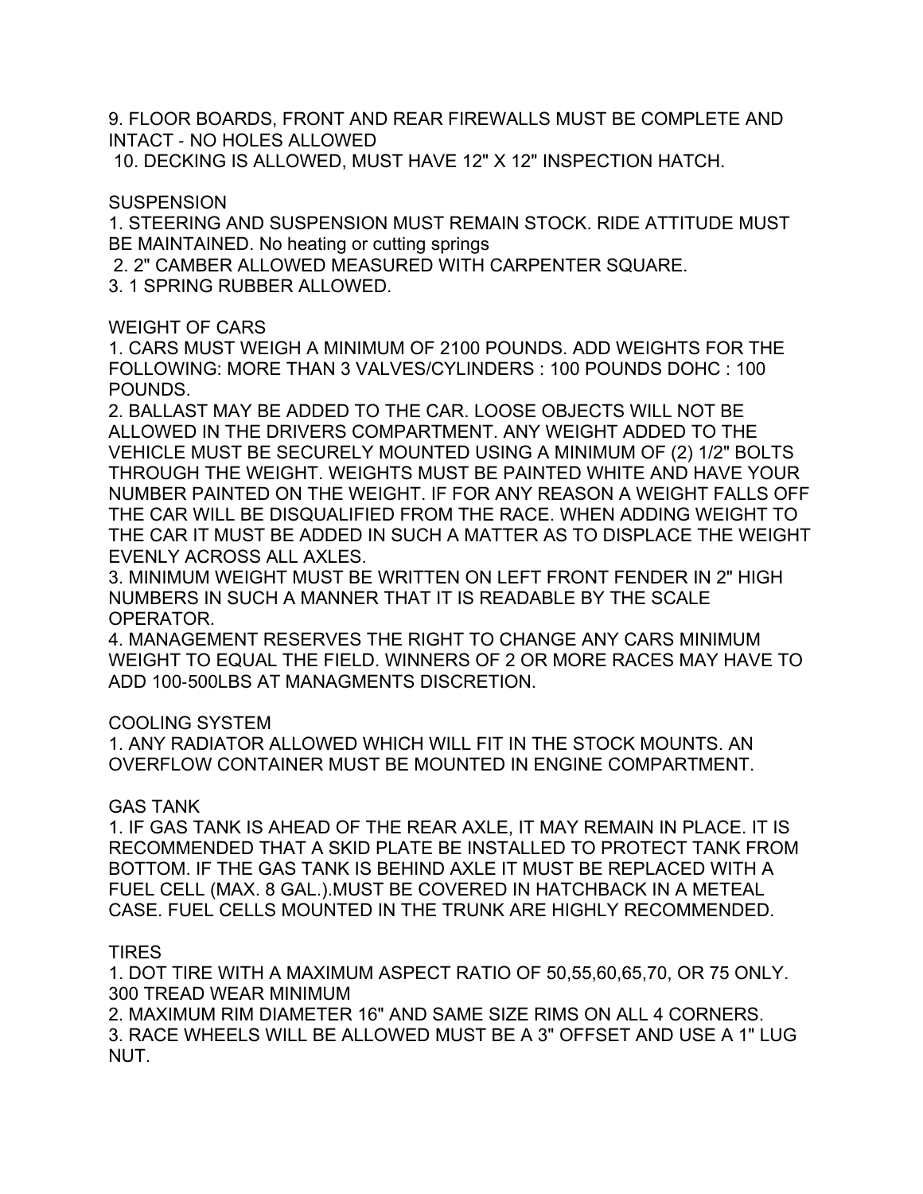9. FLOOR BOARDS, FRONT AND REAR FIREWALLS MUST BE COMPLETE AND INTACT - NO HOLES ALLOWED
10. DECKING IS ALLOWED, MUST HAVE 12" X 12" INSPECTION HATCH.

## SUSPENSION

1. STEERING AND SUSPENSION MUST REMAIN STOCK. RIDE ATTITUDE MUST BE MAINTAINED. No heating or cutting springs
2. 2" CAMBER ALLOWED MEASURED WITH CARPENTER SQUARE.
3. 1 SPRING RUBBER ALLOWED.

## WEIGHT OF CARS

1. CARS MUST WEIGH A MINIMUM OF 2100 POUNDS. ADD WEIGHTS FOR THE FOLLOWING: MORE THAN 3 VALVES/CYLINDERS : 100 POUNDS DOHC : 100 POUNDS.
2. BALLAST MAY BE ADDED TO THE CAR. LOOSE OBJECTS WILL NOT BE ALLOWED IN THE DRIVERS COMPARTMENT. ANY WEIGHT ADDED TO THE VEHICLE MUST BE SECURELY MOUNTED USING A MINIMUM OF (2) 1/2" BOLTS THROUGH THE WEIGHT. WEIGHTS MUST BE PAINTED WHITE AND HAVE YOUR NUMBER PAINTED ON THE WEIGHT. IF FOR ANY REASON A WEIGHT FALLS OFF THE CAR WILL BE DISQUALIFIED FROM THE RACE. WHEN ADDING WEIGHT TO THE CAR IT MUST BE ADDED IN SUCH A MATTER AS TO DISPLACE THE WEIGHT EVENLY ACROSS ALL AXLES.
3. MINIMUM WEIGHT MUST BE WRITTEN ON LEFT FRONT FENDER IN 2" HIGH NUMBERS IN SUCH A MANNER THAT IT IS READABLE BY THE SCALE OPERATOR.
4. MANAGEMENT RESERVES THE RIGHT TO CHANGE ANY CARS MINIMUM WEIGHT TO EQUAL THE FIELD. WINNERS OF 2 OR MORE RACES MAY HAVE TO ADD 100-500LBS AT MANAGMENTS DISCRETION.

## COOLING SYSTEM

1. ANY RADIATOR ALLOWED WHICH WILL FIT IN THE STOCK MOUNTS. AN OVERFLOW CONTAINER MUST BE MOUNTED IN ENGINE COMPARTMENT.

## GAS TANK

1. IF GAS TANK IS AHEAD OF THE REAR AXLE, IT MAY REMAIN IN PLACE. IT IS RECOMMENDED THAT A SKID PLATE BE INSTALLED TO PROTECT TANK FROM BOTTOM. IF THE GAS TANK IS BEHIND AXLE IT MUST BE REPLACED WITH A FUEL CELL (MAX. 8 GAL.).MUST BE COVERED IN HATCHBACK IN A METEAL CASE. FUEL CELLS MOUNTED IN THE TRUNK ARE HIGHLY RECOMMENDED.

## TIRES

1. DOT TIRE WITH A MAXIMUM ASPECT RATIO OF 50,55,60,65,70, OR 75 ONLY. 300 TREAD WEAR MINIMUM
2. MAXIMUM RIM DIAMETER 16" AND SAME SIZE RIMS ON ALL 4 CORNERS.
3. RACE WHEELS WILL BE ALLOWED MUST BE A 3" OFFSET AND USE A 1" LUG NUT.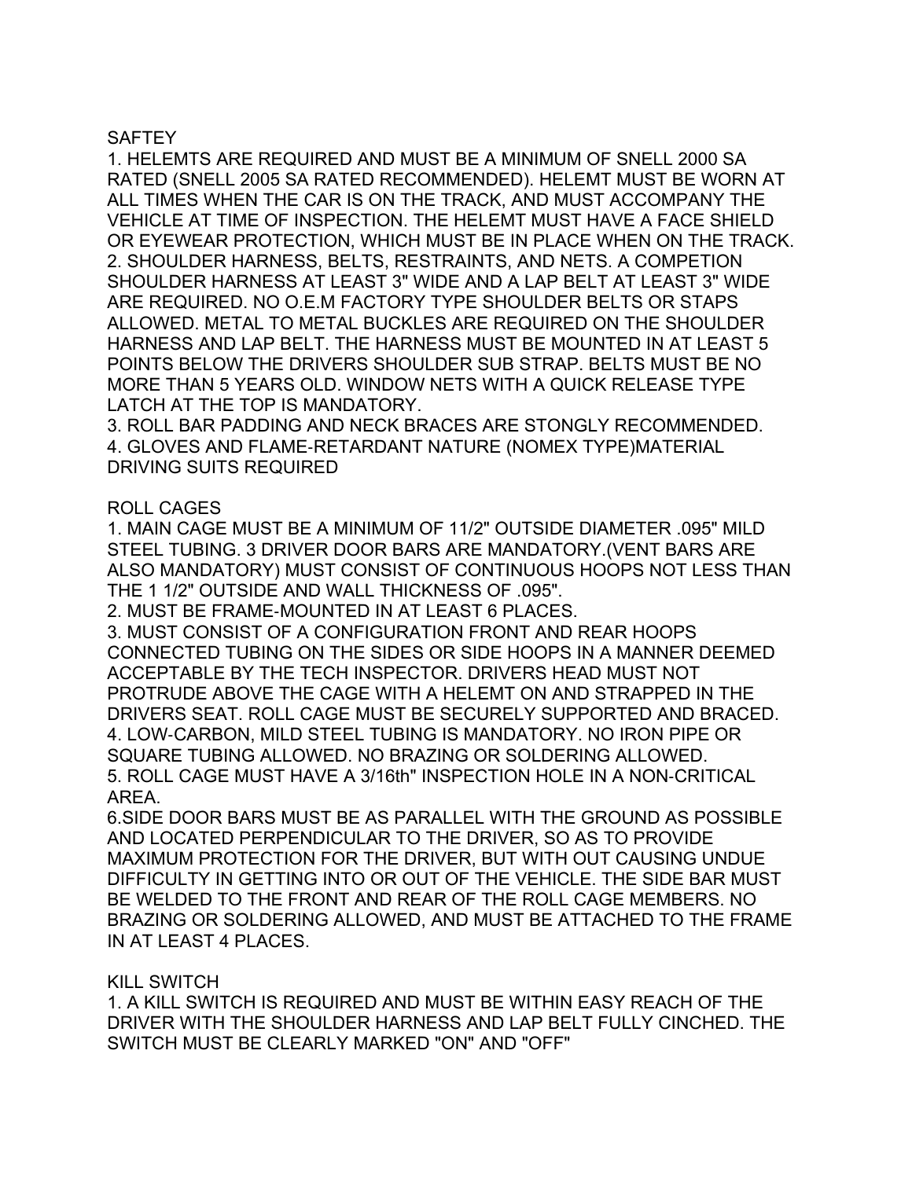SAFTEY

1. HELEMTS ARE REQUIRED AND MUST BE A MINIMUM OF SNELL 2000 SA RATED (SNELL 2005 SA RATED RECOMMENDED). HELEMT MUST BE WORN AT ALL TIMES WHEN THE CAR IS ON THE TRACK, AND MUST ACCOMPANY THE VEHICLE AT TIME OF INSPECTION. THE HELEMT MUST HAVE A FACE SHIELD OR EYEWEAR PROTECTION, WHICH MUST BE IN PLACE WHEN ON THE TRACK.
2. SHOULDER HARNESS, BELTS, RESTRAINTS, AND NETS. A COMPETION SHOULDER HARNESS AT LEAST 3" WIDE AND A LAP BELT AT LEAST 3" WIDE ARE REQUIRED. NO O.E.M FACTORY TYPE SHOULDER BELTS OR STAPS ALLOWED. METAL TO METAL BUCKLES ARE REQUIRED ON THE SHOULDER HARNESS AND LAP BELT. THE HARNESS MUST BE MOUNTED IN AT LEAST 5 POINTS BELOW THE DRIVERS SHOULDER SUB STRAP. BELTS MUST BE NO MORE THAN 5 YEARS OLD. WINDOW NETS WITH A QUICK RELEASE TYPE LATCH AT THE TOP IS MANDATORY.
3. ROLL BAR PADDING AND NECK BRACES ARE STONGLY RECOMMENDED.
4. GLOVES AND FLAME-RETARDANT NATURE (NOMEX TYPE)MATERIAL DRIVING SUITS REQUIRED

ROLL CAGES

1. MAIN CAGE MUST BE A MINIMUM OF 11/2" OUTSIDE DIAMETER .095" MILD STEEL TUBING. 3 DRIVER DOOR BARS ARE MANDATORY.(VENT BARS ARE ALSO MANDATORY) MUST CONSIST OF CONTINUOUS HOOPS NOT LESS THAN THE 1 1/2" OUTSIDE AND WALL THICKNESS OF .095".
2. MUST BE FRAME-MOUNTED IN AT LEAST 6 PLACES.
3. MUST CONSIST OF A CONFIGURATION FRONT AND REAR HOOPS CONNECTED TUBING ON THE SIDES OR SIDE HOOPS IN A MANNER DEEMED ACCEPTABLE BY THE TECH INSPECTOR. DRIVERS HEAD MUST NOT PROTRUDE ABOVE THE CAGE WITH A HELEMT ON AND STRAPPED IN THE DRIVERS SEAT. ROLL CAGE MUST BE SECURELY SUPPORTED AND BRACED.
4. LOW-CARBON, MILD STEEL TUBING IS MANDATORY. NO IRON PIPE OR SQUARE TUBING ALLOWED. NO BRAZING OR SOLDERING ALLOWED.
5. ROLL CAGE MUST HAVE A 3/16th" INSPECTION HOLE IN A NON-CRITICAL AREA.
6. SIDE DOOR BARS MUST BE AS PARALLEL WITH THE GROUND AS POSSIBLE AND LOCATED PERPENDICULAR TO THE DRIVER, SO AS TO PROVIDE MAXIMUM PROTECTION FOR THE DRIVER, BUT WITH OUT CAUSING UNDUE DIFFICULTY IN GETTING INTO OR OUT OF THE VEHICLE. THE SIDE BAR MUST BE WELDED TO THE FRONT AND REAR OF THE ROLL CAGE MEMBERS. NO BRAZING OR SOLDERING ALLOWED, AND MUST BE ATTACHED TO THE FRAME IN AT LEAST 4 PLACES.

KILL SWITCH

1. A KILL SWITCH IS REQUIRED AND MUST BE WITHIN EASY REACH OF THE DRIVER WITH THE SHOULDER HARNESS AND LAP BELT FULLY CINCHED. THE SWITCH MUST BE CLEARLY MARKED "ON" AND "OFF"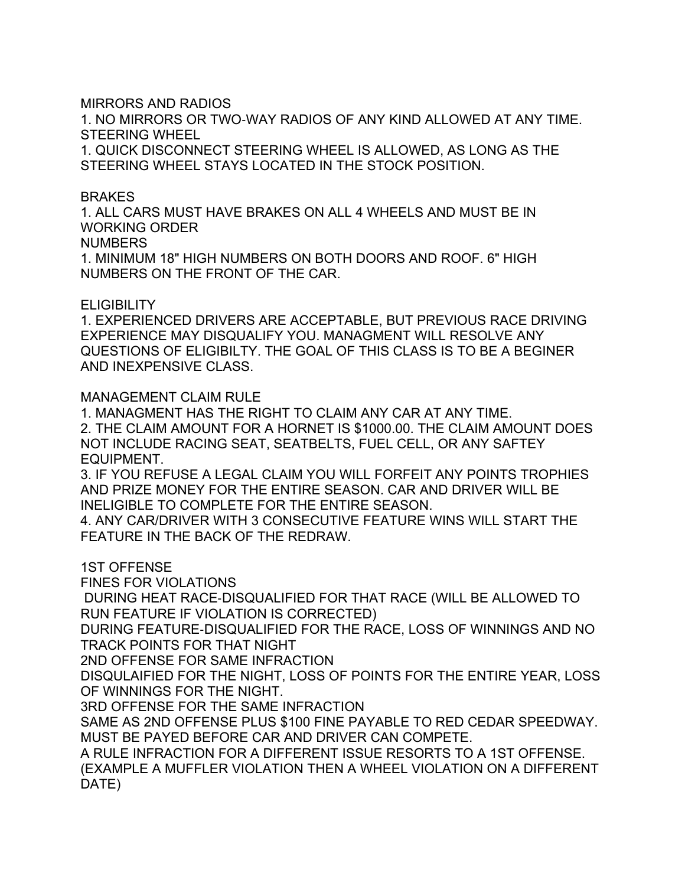MIRRORS AND RADIOS

1. NO MIRRORS OR TWO-WAY RADIOS OF ANY KIND ALLOWED AT ANY TIME.

STEERING WHEEL

1. QUICK DISCONNECT STEERING WHEEL IS ALLOWED, AS LONG AS THE STEERING WHEEL STAYS LOCATED IN THE STOCK POSITION.

BRAKES

1. ALL CARS MUST HAVE BRAKES ON ALL 4 WHEELS AND MUST BE IN WORKING ORDER

NUMBERS

1. MINIMUM 18" HIGH NUMBERS ON BOTH DOORS AND ROOF. 6" HIGH NUMBERS ON THE FRONT OF THE CAR.

ELIGIBILITY

1. EXPERIENCED DRIVERS ARE ACCEPTABLE, BUT PREVIOUS RACE DRIVING EXPERIENCE MAY DISQUALIFY YOU. MANAGMENT WILL RESOLVE ANY QUESTIONS OF ELIGIBILTY. THE GOAL OF THIS CLASS IS TO BE A BEGINER AND INEXPENSIVE CLASS.

MANAGEMENT CLAIM RULE

1. MANAGMENT HAS THE RIGHT TO CLAIM ANY CAR AT ANY TIME.
2. THE CLAIM AMOUNT FOR A HORNET IS $1000.00. THE CLAIM AMOUNT DOES NOT INCLUDE RACING SEAT, SEATBELTS, FUEL CELL, OR ANY SAFTEY EQUIPMENT.
3. IF YOU REFUSE A LEGAL CLAIM YOU WILL FORFEIT ANY POINTS TROPHIES AND PRIZE MONEY FOR THE ENTIRE SEASON. CAR AND DRIVER WILL BE INELIGIBLE TO COMPLETE FOR THE ENTIRE SEASON.
4. ANY CAR/DRIVER WITH 3 CONSECUTIVE FEATURE WINS WILL START THE FEATURE IN THE BACK OF THE REDRAW.

1ST OFFENSE

FINES FOR VIOLATIONS

DURING HEAT RACE-DISQUALIFIED FOR THAT RACE (WILL BE ALLOWED TO RUN FEATURE IF VIOLATION IS CORRECTED)

DURING FEATURE-DISQUALIFIED FOR THE RACE, LOSS OF WINNINGS AND NO TRACK POINTS FOR THAT NIGHT

2ND OFFENSE FOR SAME INFRACTION

DISQULAIFIED FOR THE NIGHT, LOSS OF POINTS FOR THE ENTIRE YEAR, LOSS OF WINNINGS FOR THE NIGHT.

3RD OFFENSE FOR THE SAME INFRACTION

SAME AS 2ND OFFENSE PLUS $100 FINE PAYABLE TO RED CEDAR SPEEDWAY. MUST BE PAYED BEFORE CAR AND DRIVER CAN COMPETE.

A RULE INFRACTION FOR A DIFFERENT ISSUE RESORTS TO A 1ST OFFENSE. (EXAMPLE A MUFFLER VIOLATION THEN A WHEEL VIOLATION ON A DIFFERENT DATE)